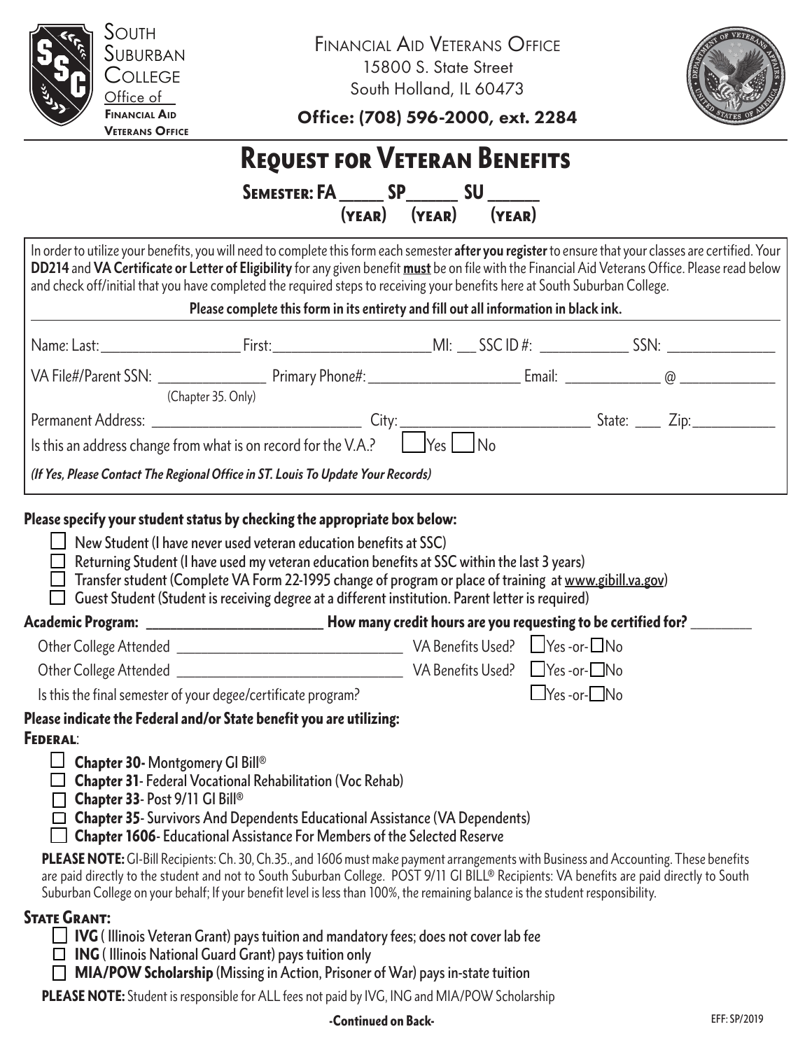South Suburban College
Office of Financial Aid Veterans Office

Financial Aid Veterans Office
15800 S. State Street
South Holland, IL 60473
**Office: (708) 596-2000, ext. 2284**

# Request for Veteran Benefits

**Semester: FA _____ SP_____ SU _____**
**(year) (year) (year)**

In order to utilize your benefits, you will need to complete this form each semester **after you register** to ensure that your classes are certified. Your **DD214** and **VA Certificate or Letter of Eligibility** for any given benefit **must** be on file with the Financial Aid Veterans Office. Please read below and check off/initial that you have completed the required steps to receiving your benefits here at South Suburban College.

**Please complete this form in its entirety and fill out all information in black ink.**

Name: Last:__________________ First:____________________ MI: ___ SSC ID #: ___________ SSN: ______________

VA File#/Parent SSN: ______________ (Chapter 35. Only) Primary Phone#: ___________________ Email: ____________ @ ____________

Permanent Address: __________________________ City: ________________________ State: ___ Zip:__________

Is this an address change from what is on record for the V.A.? ☐ Yes ☐ No

*(If Yes, Please Contact The Regional Office in ST. Louis To Update Your Records)*

**Please specify your student status by checking the appropriate box below:**

- ☐ New Student (I have never used veteran education benefits at SSC)
- ☐ Returning Student (I have used my veteran education benefits at SSC within the last 3 years)
- ☐ Transfer student (Complete VA Form 22-1995 change of program or place of training at www.gibill.va.gov)
- ☐ Guest Student (Student is receiving degree at a different institution. Parent letter is required)

**Academic Program: _______________________ How many credit hours are you requesting to be certified for? ________**

Other College Attended ______________________________ VA Benefits Used? ☐ Yes -or- ☐ No

Other College Attended ______________________________ VA Benefits Used? ☐ Yes -or- ☐ No

Is this the final semester of your degee/certificate program? ☐ Yes -or- ☐ No

**Please indicate the Federal and/or State benefit you are utilizing:**

## Federal:

- ☐ **Chapter 30-** Montgomery GI Bill®
- ☐ **Chapter 31**- Federal Vocational Rehabilitation (Voc Rehab)
- ☐ **Chapter 33**- Post 9/11 GI Bill®
- ☐ **Chapter 35**- Survivors And Dependents Educational Assistance (VA Dependents)
- ☐ **Chapter 1606**- Educational Assistance For Members of the Selected Reserve

**PLEASE NOTE:** GI-Bill Recipients: Ch. 30, Ch.35., and 1606 must make payment arrangements with Business and Accounting. These benefits are paid directly to the student and not to South Suburban College. POST 9/11 GI BILL® Recipients: VA benefits are paid directly to South Suburban College on your behalf; If your benefit level is less than 100%, the remaining balance is the student responsibility.

## State Grant:

- ☐ **IVG** ( Illinois Veteran Grant) pays tuition and mandatory fees; does not cover lab fee
- ☐ **ING** ( Illinois National Guard Grant) pays tuition only
- ☐ **MIA/POW Scholarship** (Missing in Action, Prisoner of War) pays in-state tuition

**PLEASE NOTE:** Student is responsible for ALL fees not paid by IVG, ING and MIA/POW Scholarship

**-Continued on Back-**

EFF: SP/2019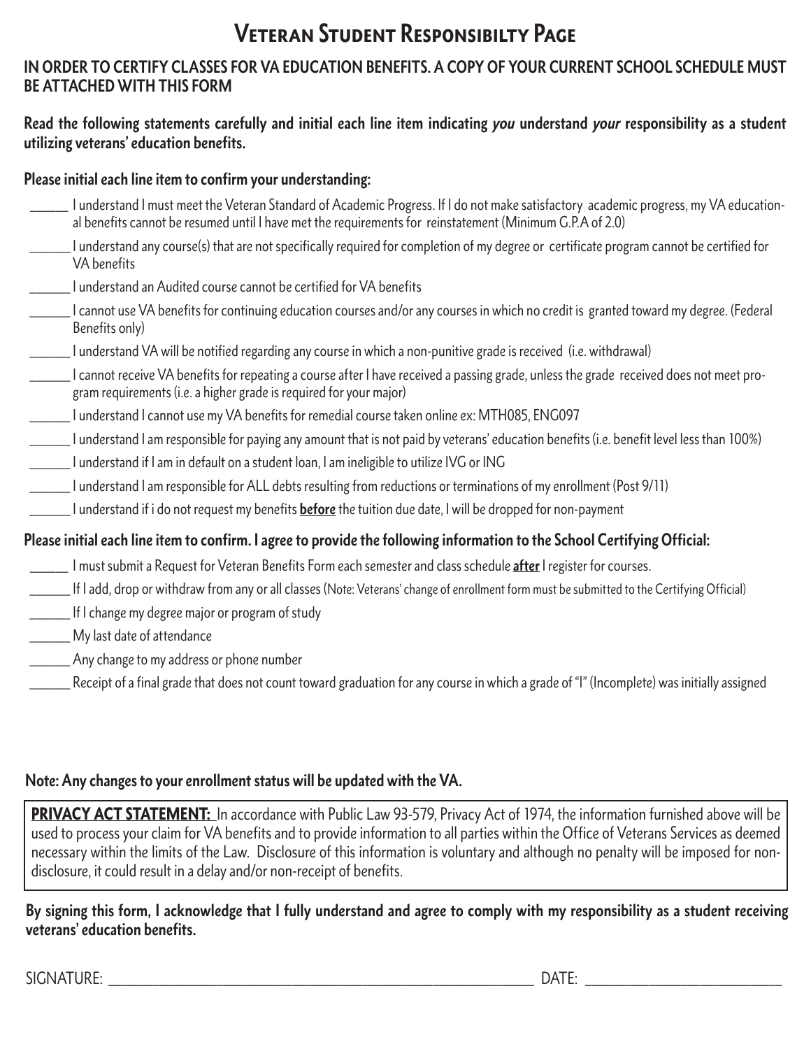# Veteran Student Responsibilty Page

**IN ORDER TO CERTIFY CLASSES FOR VA EDUCATION BENEFITS. A COPY OF YOUR CURRENT SCHOOL SCHEDULE MUST BE ATTACHED WITH THIS FORM**

**Read the following statements carefully and initial each line item indicating *you* understand *your* responsibility as a student utilizing veterans' education benefits.**

**Please initial each line item to confirm your understanding:**

______ I understand I must meet the Veteran Standard of Academic Progress. If I do not make satisfactory academic progress, my VA educational benefits cannot be resumed until I have met the requirements for reinstatement (Minimum G.P.A of 2.0)

______ I understand any course(s) that are not specifically required for completion of my degree or certificate program cannot be certified for VA benefits

______ I understand an Audited course cannot be certified for VA benefits

______ I cannot use VA benefits for continuing education courses and/or any courses in which no credit is granted toward my degree. (Federal Benefits only)

______ I understand VA will be notified regarding any course in which a non-punitive grade is received (i.e. withdrawal)

______ I cannot receive VA benefits for repeating a course after I have received a passing grade, unless the grade received does not meet program requirements (i.e. a higher grade is required for your major)

______ I understand I cannot use my VA benefits for remedial course taken online ex: MTH085, ENG097

______ I understand I am responsible for paying any amount that is not paid by veterans' education benefits (i.e. benefit level less than 100%)

______ I understand if I am in default on a student loan, I am ineligible to utilize IVG or ING

______ I understand I am responsible for ALL debts resulting from reductions or terminations of my enrollment (Post 9/11)

______ I understand if i do not request my benefits **before** the tuition due date, I will be dropped for non-payment

**Please initial each line item to confirm. I agree to provide the following information to the School Certifying Official:**

______ I must submit a Request for Veteran Benefits Form each semester and class schedule **after** I register for courses.

______ If I add, drop or withdraw from any or all classes (Note: Veterans' change of enrollment form must be submitted to the Certifying Official)

______ If I change my degree major or program of study

______ My last date of attendance

______ Any change to my address or phone number

______ Receipt of a final grade that does not count toward graduation for any course in which a grade of "I" (Incomplete) was initially assigned

**Note: Any changes to your enrollment status will be updated with the VA.**

**PRIVACY ACT STATEMENT:** In accordance with Public Law 93-579, Privacy Act of 1974, the information furnished above will be used to process your claim for VA benefits and to provide information to all parties within the Office of Veterans Services as deemed necessary within the limits of the Law. Disclosure of this information is voluntary and although no penalty will be imposed for non-disclosure, it could result in a delay and/or non-receipt of benefits.

**By signing this form, I acknowledge that I fully understand and agree to comply with my responsibility as a student receiving veterans' education benefits.**

SIGNATURE: ______________________________ DATE: ______________